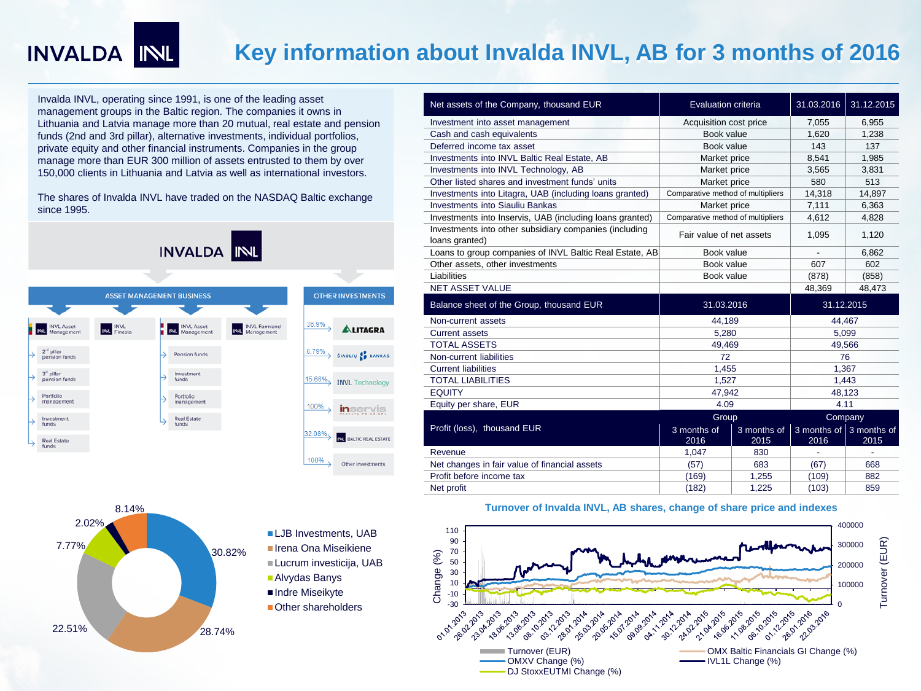# Key information about Invalda INVL, AB for 3 months of 2016

Invalda INVL, operating since 1991, is one of the leading asset management groups in the Baltic region. The companies it owns in Lithuania and Latvia manage more than 20 mutual, real estate and pension funds (2nd and 3rd pillar), alternative investments, individual portfolios, private equity and other financial instruments. Companies in the group manage more than EUR 300 million of assets entrusted to them by over 150,000 clients in Lithuania and Latvia as well as international investors.

The shares of Invalda INVL have traded on the NASDAQ Baltic exchange since 1995.

**INVALDA INVL**

**ASSET MANAGEMENT BUSINESS**

- INVL Asset Management (LT)
  - 2nd pillar pension funds
  - 3rd pillar pension funds
  - Portfolio management
  - Investment funds
  - Real Estate funds
- INVL Finasta
- INVL Asset Management (LV)
  - Pension funds
  - Investment funds
  - Portfolio management
  - Real Estate funds
- INVL Farmland Management

**OTHER INVESTMENTS**

- 36.9% – Litagra
- 6.73% – Šiaulių bankas
- 15.66% – INVL Technology
- 100% – Inservis
- 32.08% – INVL Baltic Real Estate
- 100% – Other investments

| Shareholder | Share |
|---|---|
| LJB Investments, UAB | 30.82% |
| Irena Ona Miseikiene | 28.74% |
| Lucrum investicija, UAB | 22.51% |
| Alvydas Banys | 7.77% |
| Indre Miseikyte | 2.02% |
| Other shareholders | 8.14% |

| Net assets of the Company, thousand EUR | Evaluation criteria | 31.03.2016 | 31.12.2015 |
|---|---|---|---|
| Investment into asset management | Acquisition cost price | 7,055 | 6,955 |
| Cash and cash equivalents | Book value | 1,620 | 1,238 |
| Deferred income tax asset | Book value | 143 | 137 |
| Investments into INVL Baltic Real Estate, AB | Market price | 8,541 | 1,985 |
| Investments into INVL Technology, AB | Market price | 3,565 | 3,831 |
| Other listed shares and investment funds' units | Market price | 580 | 513 |
| Investments into Litagra, UAB (including loans granted) | Comparative method of multipliers | 14,318 | 14,897 |
| Investments into Siauliu Bankas | Market price | 7,111 | 6,363 |
| Investments into Inservis, UAB (including loans granted) | Comparative method of multipliers | 4,612 | 4,828 |
| Investments into other subsidiary companies (including loans granted) | Fair value of net assets | 1,095 | 1,120 |
| Loans to group companies of INVL Baltic Real Estate, AB | Book value | - | 6,862 |
| Other assets, other investments | Book value | 607 | 602 |
| Liabilities | Book value | (878) | (858) |
| NET ASSET VALUE | | 48,369 | 48,473 |

| Balance sheet of the Group, thousand EUR | 31.03.2016 | 31.12.2015 |
|---|---|---|
| Non-current assets | 44,189 | 44,467 |
| Current assets | 5,280 | 5,099 |
| TOTAL ASSETS | 49,469 | 49,566 |
| Non-current liabilities | 72 | 76 |
| Current liabilities | 1,455 | 1,367 |
| TOTAL LIABILITIES | 1,527 | 1,443 |
| EQUITY | 47,942 | 48,123 |
| Equity per share, EUR | 4.09 | 4.11 |

| Profit (loss), thousand EUR | Group | | Company | |
|---|---|---|---|---|
| | 3 months of 2016 | 3 months of 2015 | 3 months of 2016 | 3 months of 2015 |
| Revenue | 1,047 | 830 | - | - |
| Net changes in fair value of financial assets | (57) | 683 | (67) | 668 |
| Profit before income tax | (169) | 1,255 | (109) | 882 |
| Net profit | (182) | 1,225 | (103) | 859 |

**Turnover of Invalda INVL, AB shares, change of share price and indexes**

Legend: Turnover (EUR); OMXV Change (%); DJ StoxxEUTMI Change (%); OMX Baltic Financials GI Change (%); IVL1L Change (%)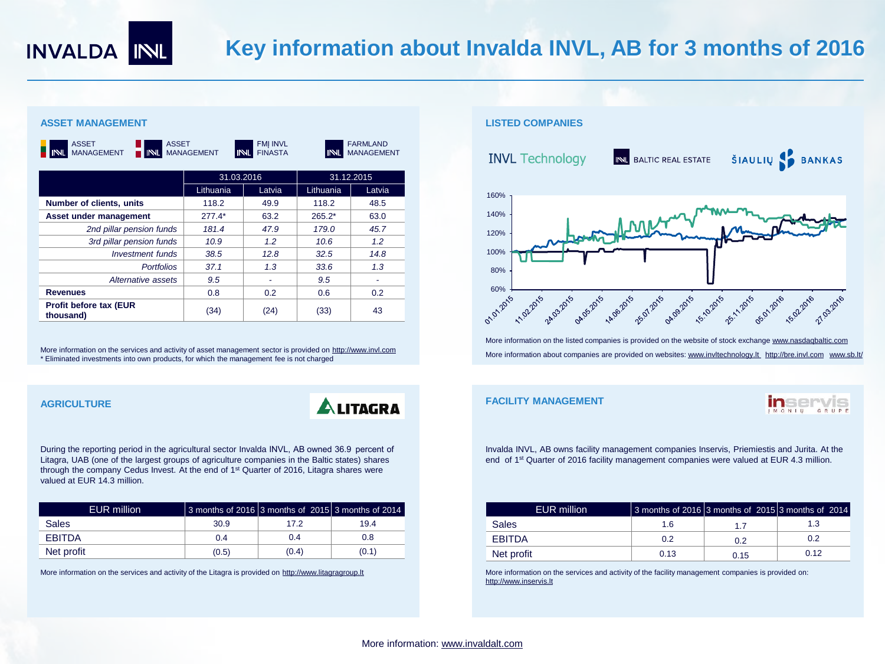# Key information about Invalda INVL, AB for 3 months of 2016

## ASSET MANAGEMENT

INVL ASSET MANAGEMENT | INVL ASSET MANAGEMENT | FMĮ INVL FINASTA | INVL FARMLAND MANAGEMENT

| | 31.03.2016 | | 31.12.2015 | |
|---|---|---|---|---|
| | Lithuania | Latvia | Lithuania | Latvia |
| **Number of clients, units** | 118.2 | 49.9 | 118.2 | 48.5 |
| **Asset under management** | 277.4* | 63.2 | 265.2* | 63.0 |
| *2nd pillar pension funds* | *181.4* | *47.9* | *179.0* | *45.7* |
| *3rd pillar pension funds* | *10.9* | *1.2* | *10.6* | *1.2* |
| *Investment funds* | *38.5* | *12.8* | *32.5* | *14.8* |
| *Portfolios* | *37.1* | *1.3* | *33.6* | *1.3* |
| *Alternative assets* | *9.5* | *-* | *9.5* | *-* |
| **Revenues** | 0.8 | 0.2 | 0.6 | 0.2 |
| **Profit before tax (EUR thousand)** | (34) | (24) | (33) | 43 |

More information on the services and activity of asset management sector is provided on http://www.invl.com

\* Eliminated investments into own products, for which the management fee is not charged

## LISTED COMPANIES

INVL Technology | INVL BALTIC REAL ESTATE | ŠIAULIŲ BANKAS

160%
140%
120%
100%
80%
60%
01.01.2015 11.02.2015 24.03.2015 04.05.2015 14.06.2015 25.07.2015 04.09.2015 15.10.2015 25.11.2015 05.01.2016 15.02.2016 27.03.2016

More information on the listed companies is provided on the website of stock exchange www.nasdaqbaltic.com

More information about companies are provided on websites: www.invltechnology.lt http://bre.invl.com www.sb.lt/

## AGRICULTURE

LITAGRA

During the reporting period in the agricultural sector Invalda INVL, AB owned 36.9 percent of Litagra, UAB (one of the largest groups of agriculture companies in the Baltic states) shares through the company Cedus Invest. At the end of 1st Quarter of 2016, Litagra shares were valued at EUR 14.3 million.

| EUR million | 3 months of 2016 | 3 months of 2015 | 3 months of 2014 |
|---|---|---|---|
| Sales | 30.9 | 17.2 | 19.4 |
| EBITDA | 0.4 | 0.4 | 0.8 |
| Net profit | (0.5) | (0.4) | (0.1) |

More information on the services and activity of the Litagra is provided on http://www.litagragroup.lt

## FACILITY MANAGEMENT

inservis ĮMONIŲ GRUPĖ

Invalda INVL, AB owns facility management companies Inservis, Priemiestis and Jurita. At the end of 1st Quarter of 2016 facility management companies were valued at EUR 4.3 million.

| EUR million | 3 months of 2016 | 3 months of 2015 | 3 months of 2014 |
|---|---|---|---|
| Sales | 1.6 | 1.7 | 1.3 |
| EBITDA | 0.2 | 0.2 | 0.2 |
| Net profit | 0.13 | 0.15 | 0.12 |

More information on the services and activity of the facility management companies is provided on: http://www.inservis.lt

More information: www.invaldalt.com